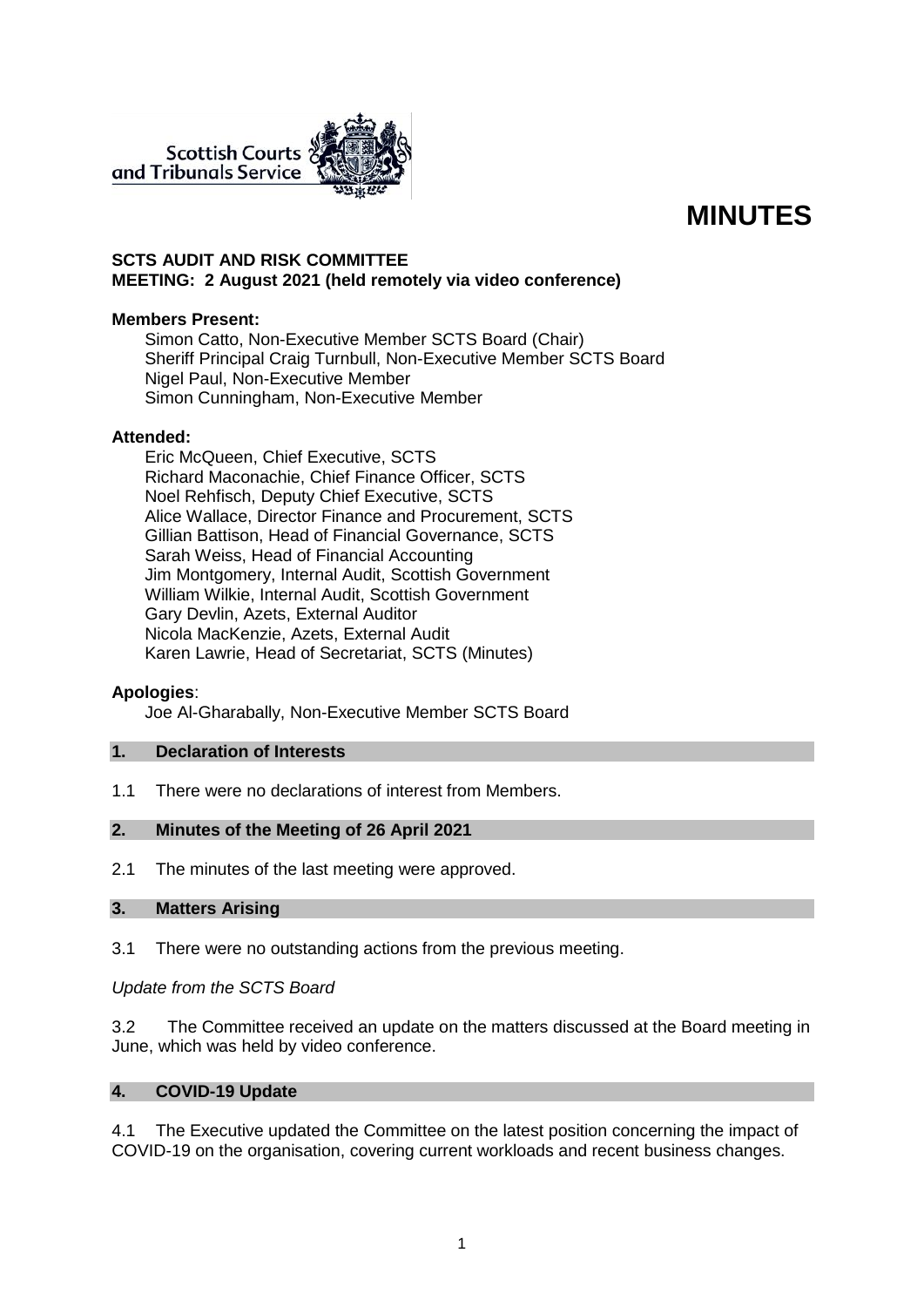Scottish Courts and Tribunals Service

# MINUTES

**SCTS AUDIT AND RISK COMMITTEE**
**MEETING: 2 August 2021 (held remotely via video conference)**

**Members Present:**

Simon Catto, Non-Executive Member SCTS Board (Chair)
Sheriff Principal Craig Turnbull, Non-Executive Member SCTS Board
Nigel Paul, Non-Executive Member
Simon Cunningham, Non-Executive Member

**Attended:**

Eric McQueen, Chief Executive, SCTS
Richard Maconachie, Chief Finance Officer, SCTS
Noel Rehfisch, Deputy Chief Executive, SCTS
Alice Wallace, Director Finance and Procurement, SCTS
Gillian Battison, Head of Financial Governance, SCTS
Sarah Weiss, Head of Financial Accounting
Jim Montgomery, Internal Audit, Scottish Government
William Wilkie, Internal Audit, Scottish Government
Gary Devlin, Azets, External Auditor
Nicola MacKenzie, Azets, External Audit
Karen Lawrie, Head of Secretariat, SCTS (Minutes)

**Apologies**:

Joe Al-Gharabally, Non-Executive Member SCTS Board

## 1. Declaration of Interests

1.1 There were no declarations of interest from Members.

## 2. Minutes of the Meeting of 26 April 2021

2.1 The minutes of the last meeting were approved.

## 3. Matters Arising

3.1 There were no outstanding actions from the previous meeting.

*Update from the SCTS Board*

3.2 The Committee received an update on the matters discussed at the Board meeting in June, which was held by video conference.

## 4. COVID-19 Update

4.1 The Executive updated the Committee on the latest position concerning the impact of COVID-19 on the organisation, covering current workloads and recent business changes.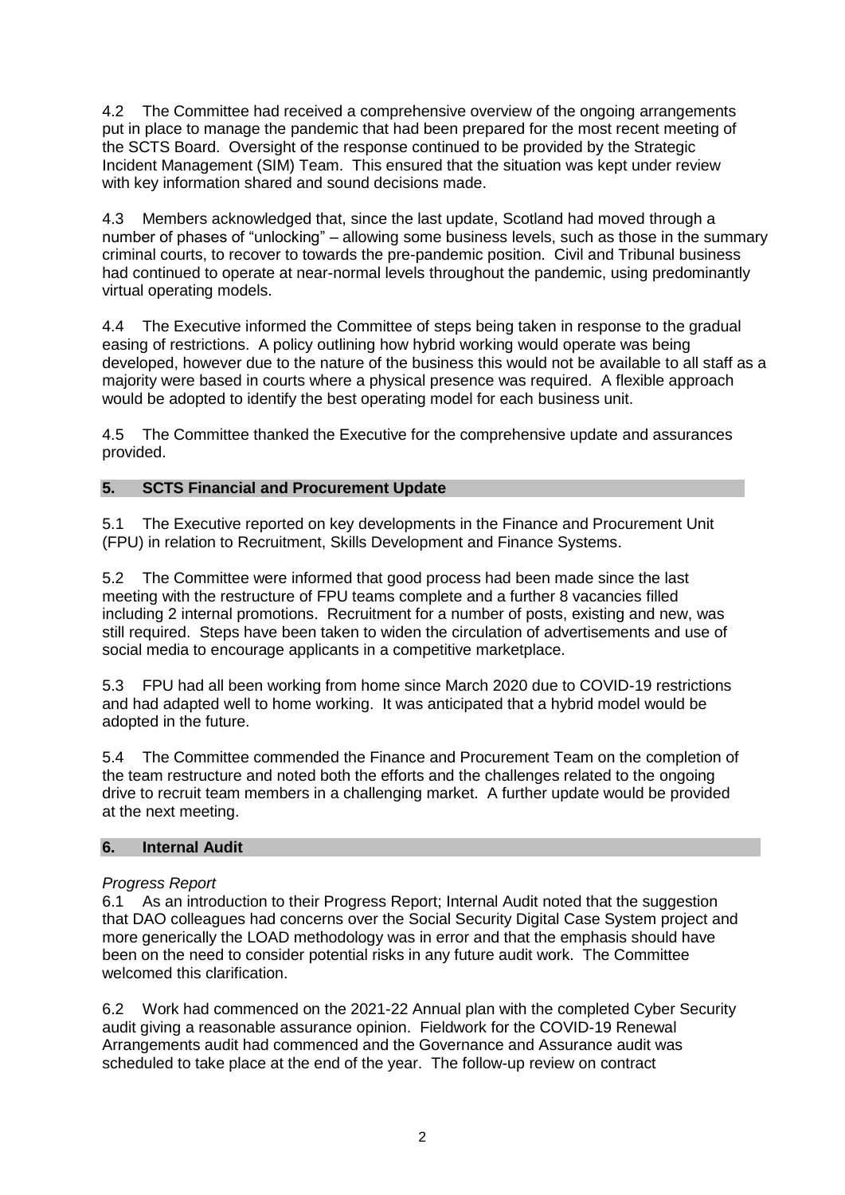4.2 The Committee had received a comprehensive overview of the ongoing arrangements put in place to manage the pandemic that had been prepared for the most recent meeting of the SCTS Board. Oversight of the response continued to be provided by the Strategic Incident Management (SIM) Team. This ensured that the situation was kept under review with key information shared and sound decisions made.

4.3 Members acknowledged that, since the last update, Scotland had moved through a number of phases of "unlocking" – allowing some business levels, such as those in the summary criminal courts, to recover to towards the pre-pandemic position. Civil and Tribunal business had continued to operate at near-normal levels throughout the pandemic, using predominantly virtual operating models.

4.4 The Executive informed the Committee of steps being taken in response to the gradual easing of restrictions. A policy outlining how hybrid working would operate was being developed, however due to the nature of the business this would not be available to all staff as a majority were based in courts where a physical presence was required. A flexible approach would be adopted to identify the best operating model for each business unit.

4.5 The Committee thanked the Executive for the comprehensive update and assurances provided.

## 5. SCTS Financial and Procurement Update

5.1 The Executive reported on key developments in the Finance and Procurement Unit (FPU) in relation to Recruitment, Skills Development and Finance Systems.

5.2 The Committee were informed that good process had been made since the last meeting with the restructure of FPU teams complete and a further 8 vacancies filled including 2 internal promotions. Recruitment for a number of posts, existing and new, was still required. Steps have been taken to widen the circulation of advertisements and use of social media to encourage applicants in a competitive marketplace.

5.3 FPU had all been working from home since March 2020 due to COVID-19 restrictions and had adapted well to home working. It was anticipated that a hybrid model would be adopted in the future.

5.4 The Committee commended the Finance and Procurement Team on the completion of the team restructure and noted both the efforts and the challenges related to the ongoing drive to recruit team members in a challenging market. A further update would be provided at the next meeting.

## 6. Internal Audit

*Progress Report*

6.1 As an introduction to their Progress Report; Internal Audit noted that the suggestion that DAO colleagues had concerns over the Social Security Digital Case System project and more generically the LOAD methodology was in error and that the emphasis should have been on the need to consider potential risks in any future audit work. The Committee welcomed this clarification.

6.2 Work had commenced on the 2021-22 Annual plan with the completed Cyber Security audit giving a reasonable assurance opinion. Fieldwork for the COVID-19 Renewal Arrangements audit had commenced and the Governance and Assurance audit was scheduled to take place at the end of the year. The follow-up review on contract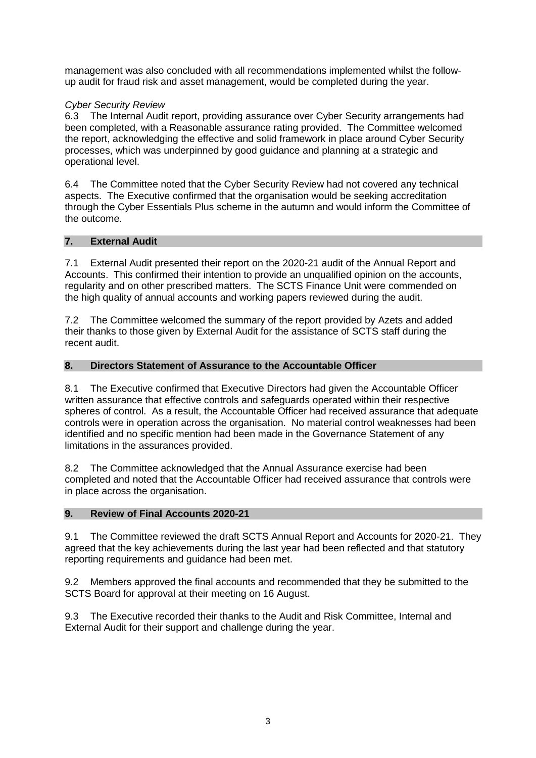management was also concluded with all recommendations implemented whilst the follow-up audit for fraud risk and asset management, would be completed during the year.

*Cyber Security Review*

6.3 The Internal Audit report, providing assurance over Cyber Security arrangements had been completed, with a Reasonable assurance rating provided. The Committee welcomed the report, acknowledging the effective and solid framework in place around Cyber Security processes, which was underpinned by good guidance and planning at a strategic and operational level.

6.4 The Committee noted that the Cyber Security Review had not covered any technical aspects. The Executive confirmed that the organisation would be seeking accreditation through the Cyber Essentials Plus scheme in the autumn and would inform the Committee of the outcome.

## 7. External Audit

7.1 External Audit presented their report on the 2020-21 audit of the Annual Report and Accounts. This confirmed their intention to provide an unqualified opinion on the accounts, regularity and on other prescribed matters. The SCTS Finance Unit were commended on the high quality of annual accounts and working papers reviewed during the audit.

7.2 The Committee welcomed the summary of the report provided by Azets and added their thanks to those given by External Audit for the assistance of SCTS staff during the recent audit.

## 8. Directors Statement of Assurance to the Accountable Officer

8.1 The Executive confirmed that Executive Directors had given the Accountable Officer written assurance that effective controls and safeguards operated within their respective spheres of control. As a result, the Accountable Officer had received assurance that adequate controls were in operation across the organisation. No material control weaknesses had been identified and no specific mention had been made in the Governance Statement of any limitations in the assurances provided.

8.2 The Committee acknowledged that the Annual Assurance exercise had been completed and noted that the Accountable Officer had received assurance that controls were in place across the organisation.

## 9. Review of Final Accounts 2020-21

9.1 The Committee reviewed the draft SCTS Annual Report and Accounts for 2020-21. They agreed that the key achievements during the last year had been reflected and that statutory reporting requirements and guidance had been met.

9.2 Members approved the final accounts and recommended that they be submitted to the SCTS Board for approval at their meeting on 16 August.

9.3 The Executive recorded their thanks to the Audit and Risk Committee, Internal and External Audit for their support and challenge during the year.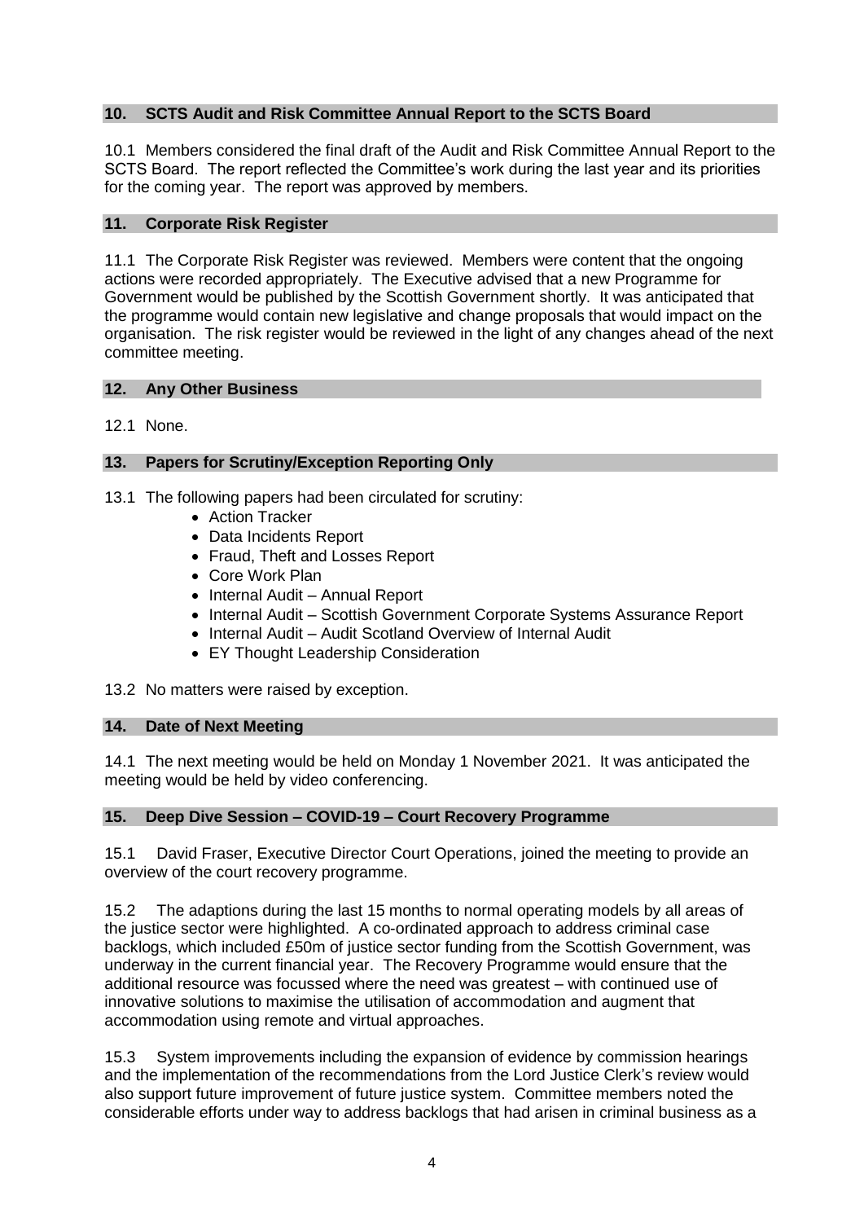## 10. SCTS Audit and Risk Committee Annual Report to the SCTS Board

10.1 Members considered the final draft of the Audit and Risk Committee Annual Report to the SCTS Board. The report reflected the Committee's work during the last year and its priorities for the coming year. The report was approved by members.

## 11. Corporate Risk Register

11.1 The Corporate Risk Register was reviewed. Members were content that the ongoing actions were recorded appropriately. The Executive advised that a new Programme for Government would be published by the Scottish Government shortly. It was anticipated that the programme would contain new legislative and change proposals that would impact on the organisation. The risk register would be reviewed in the light of any changes ahead of the next committee meeting.

## 12. Any Other Business

12.1 None.

## 13. Papers for Scrutiny/Exception Reporting Only

13.1 The following papers had been circulated for scrutiny:

- Action Tracker
- Data Incidents Report
- Fraud, Theft and Losses Report
- Core Work Plan
- Internal Audit – Annual Report
- Internal Audit – Scottish Government Corporate Systems Assurance Report
- Internal Audit – Audit Scotland Overview of Internal Audit
- EY Thought Leadership Consideration

13.2 No matters were raised by exception.

## 14. Date of Next Meeting

14.1 The next meeting would be held on Monday 1 November 2021. It was anticipated the meeting would be held by video conferencing.

## 15. Deep Dive Session – COVID-19 – Court Recovery Programme

15.1 David Fraser, Executive Director Court Operations, joined the meeting to provide an overview of the court recovery programme.

15.2 The adaptions during the last 15 months to normal operating models by all areas of the justice sector were highlighted. A co-ordinated approach to address criminal case backlogs, which included £50m of justice sector funding from the Scottish Government, was underway in the current financial year. The Recovery Programme would ensure that the additional resource was focussed where the need was greatest – with continued use of innovative solutions to maximise the utilisation of accommodation and augment that accommodation using remote and virtual approaches.

15.3 System improvements including the expansion of evidence by commission hearings and the implementation of the recommendations from the Lord Justice Clerk's review would also support future improvement of future justice system. Committee members noted the considerable efforts under way to address backlogs that had arisen in criminal business as a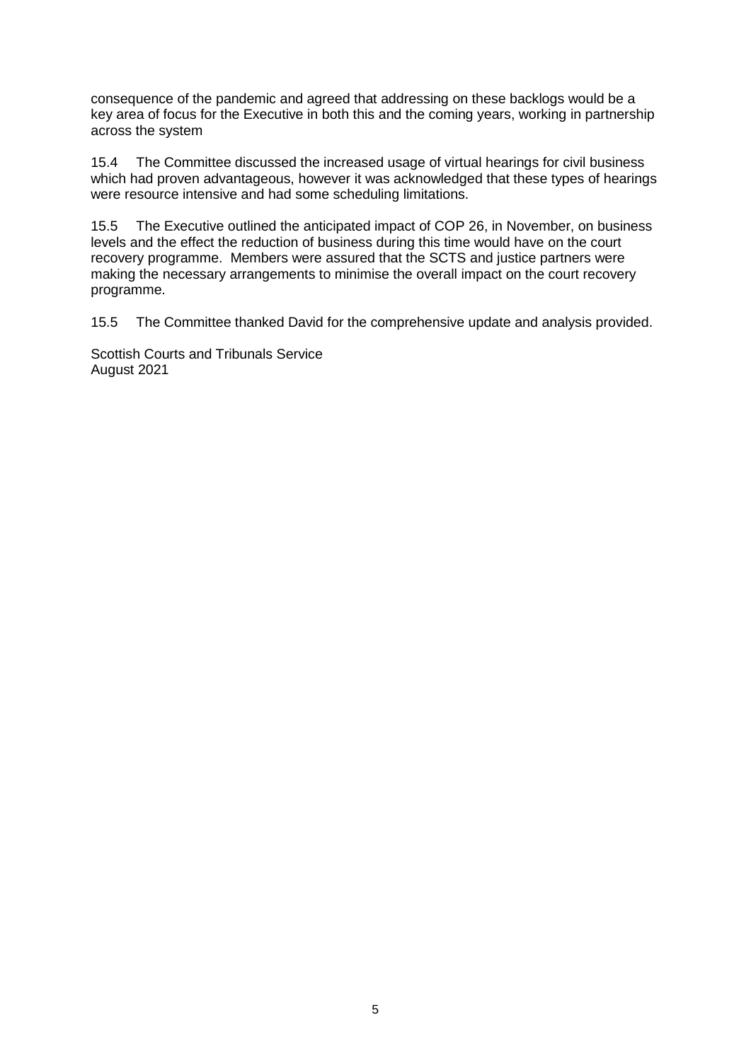consequence of the pandemic and agreed that addressing on these backlogs would be a key area of focus for the Executive in both this and the coming years, working in partnership across the system

15.4 The Committee discussed the increased usage of virtual hearings for civil business which had proven advantageous, however it was acknowledged that these types of hearings were resource intensive and had some scheduling limitations.

15.5 The Executive outlined the anticipated impact of COP 26, in November, on business levels and the effect the reduction of business during this time would have on the court recovery programme. Members were assured that the SCTS and justice partners were making the necessary arrangements to minimise the overall impact on the court recovery programme.

15.5 The Committee thanked David for the comprehensive update and analysis provided.

Scottish Courts and Tribunals Service
August 2021